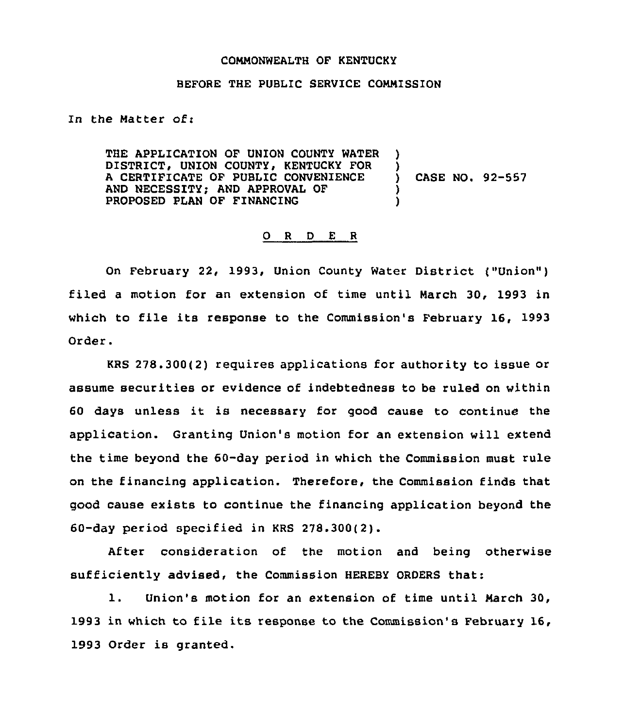COMMONWEALTH OF KENTUCKY

BEFORE THE PUBLIC SERVICE COMMISSION

In the Matter of:

THE APPLICATION OF UNION COUNTY WATER DISTRICT, UNION COUNTY, KENTUCKY FOR A CERTIFICATE OF PUBLIC CONVENIENCE AND NECESSITY; AND APPROVAL OF PROPOSED PLAN OF FINANCING ) CASE NO. 92-557

## O R D E R

On February 22, 1993, Union County Water District ("Union") filed a motion for an extension of time until March 30, 1993 in which to file its response to the Commission's February 16, 1993 Order.

KRS 278.300(2) requires applications for authority to issue or assume securities or evidence of indebtedness to be ruled on within 60 days unless it is necessary for good cause to continue the application. Granting Union's motion for an extension will extend the time beyond the 60-day period in which the Commission must rule on the financing application. Therefore, the Commission finds that good cause exists to continue the financing application beyond the 60-day period specified in KRS 278.300(2).

After consideration of the motion and being otherwise sufficiently advised, the Commission HEREBY ORDERS that:

1. Union's motion for an extension of time until March 30, 1993 in which to file its response to the Commission's February 16, 1993 Order is granted.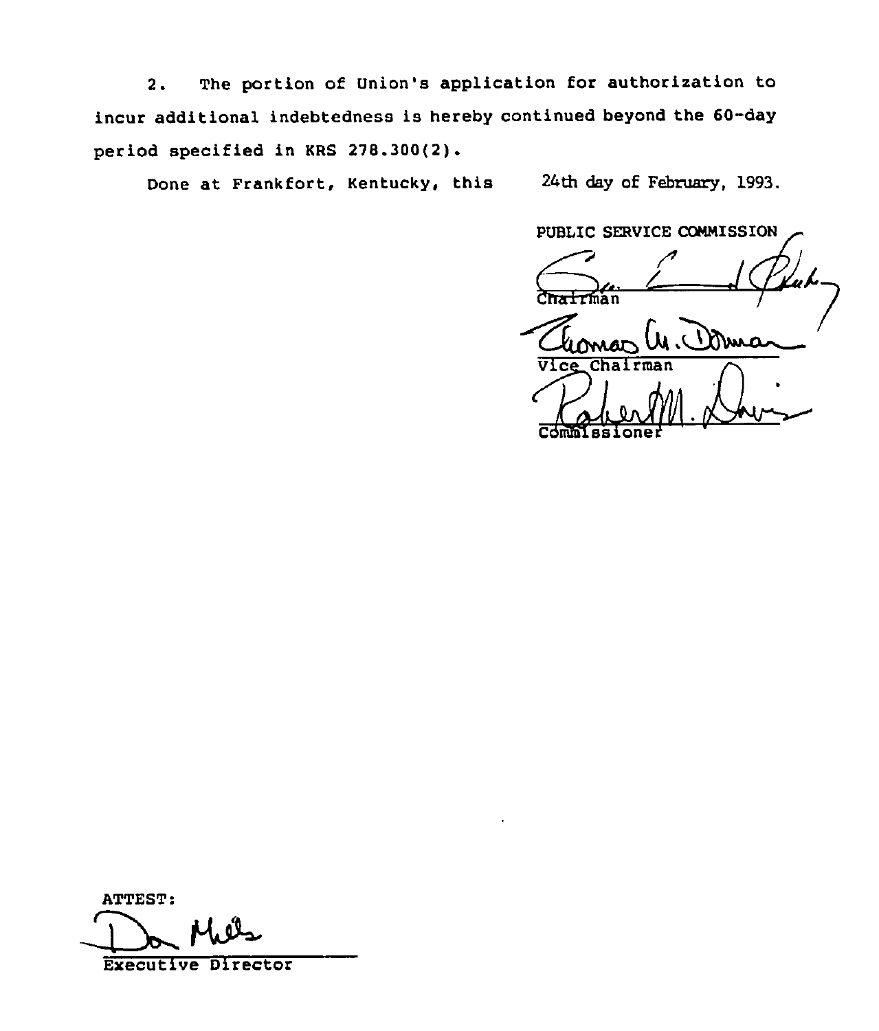2. The portion of Union's application for authorization to incur additional indebtedness is hereby continued beyond the 60-day period specified in KRS 278.300(2).

Done at Frankfort, Kentucky, this 24th day of February, 1993.

PUBLIC SERVICE COMMISSION

Chairman

Vice Chairman

Commissioner

ATTEST:

Executive Director